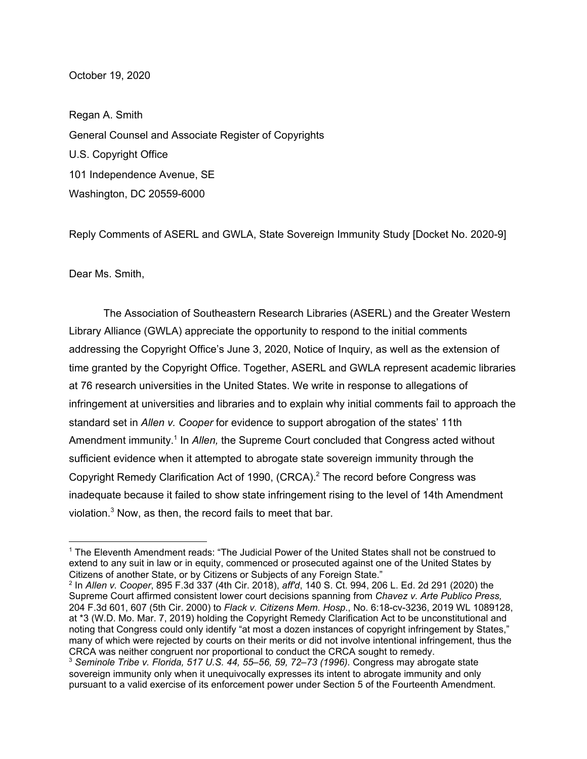October 19, 2020

Regan A. Smith
General Counsel and Associate Register of Copyrights
U.S. Copyright Office
101 Independence Avenue, SE
Washington, DC 20559-6000

Reply Comments of ASERL and GWLA, State Sovereign Immunity Study [Docket No. 2020-9]

Dear Ms. Smith,

The Association of Southeastern Research Libraries (ASERL) and the Greater Western Library Alliance (GWLA) appreciate the opportunity to respond to the initial comments addressing the Copyright Office's June 3, 2020, Notice of Inquiry, as well as the extension of time granted by the Copyright Office. Together, ASERL and GWLA represent academic libraries at 76 research universities in the United States. We write in response to allegations of infringement at universities and libraries and to explain why initial comments fail to approach the standard set in *Allen v. Cooper* for evidence to support abrogation of the states' 11th Amendment immunity.[1] In *Allen,* the Supreme Court concluded that Congress acted without sufficient evidence when it attempted to abrogate state sovereign immunity through the Copyright Remedy Clarification Act of 1990, (CRCA).[2] The record before Congress was inadequate because it failed to show state infringement rising to the level of 14th Amendment violation.[3] Now, as then, the record fails to meet that bar.

---

[1] The Eleventh Amendment reads: "The Judicial Power of the United States shall not be construed to extend to any suit in law or in equity, commenced or prosecuted against one of the United States by Citizens of another State, or by Citizens or Subjects of any Foreign State."

[2] In *Allen v. Cooper*, 895 F.3d 337 (4th Cir. 2018), *aff'd*, 140 S. Ct. 994, 206 L. Ed. 2d 291 (2020) the Supreme Court affirmed consistent lower court decisions spanning from *Chavez v. Arte Publico Press,* 204 F.3d 601, 607 (5th Cir. 2000) to *Flack v. Citizens Mem. Hosp*., No. 6:18-cv-3236, 2019 WL 1089128, at *3 (W.D. Mo. Mar. 7, 2019) holding the Copyright Remedy Clarification Act to be unconstitutional and noting that Congress could only identify "at most a dozen instances of copyright infringement by States," many of which were rejected by courts on their merits or did not involve intentional infringement, thus the CRCA was neither congruent nor proportional to conduct the CRCA sought to remedy.

[3] *Seminole Tribe v. Florida, 517 U.S. 44, 55–56, 59, 72–73 (1996)*. Congress may abrogate state sovereign immunity only when it unequivocally expresses its intent to abrogate immunity and only pursuant to a valid exercise of its enforcement power under Section 5 of the Fourteenth Amendment.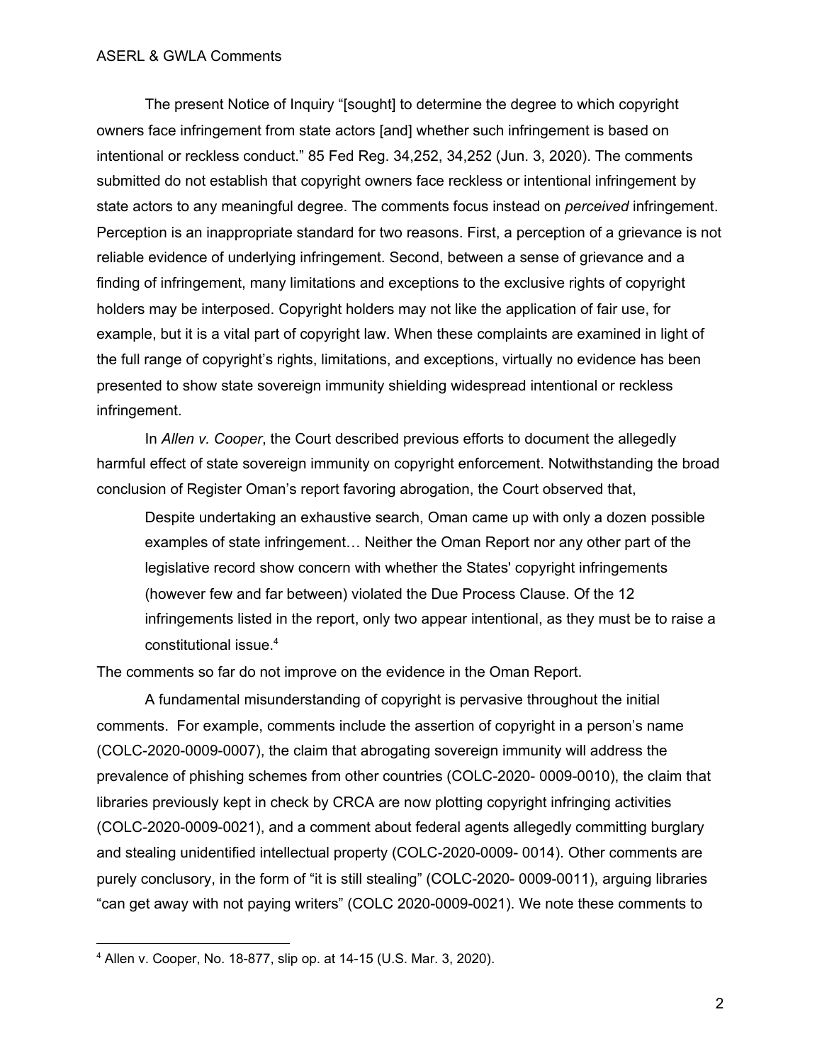The present Notice of Inquiry "[sought] to determine the degree to which copyright owners face infringement from state actors [and] whether such infringement is based on intentional or reckless conduct." 85 Fed Reg. 34,252, 34,252 (Jun. 3, 2020). The comments submitted do not establish that copyright owners face reckless or intentional infringement by state actors to any meaningful degree. The comments focus instead on *perceived* infringement. Perception is an inappropriate standard for two reasons. First, a perception of a grievance is not reliable evidence of underlying infringement. Second, between a sense of grievance and a finding of infringement, many limitations and exceptions to the exclusive rights of copyright holders may be interposed. Copyright holders may not like the application of fair use, for example, but it is a vital part of copyright law. When these complaints are examined in light of the full range of copyright's rights, limitations, and exceptions, virtually no evidence has been presented to show state sovereign immunity shielding widespread intentional or reckless infringement.

In *Allen v. Cooper*, the Court described previous efforts to document the allegedly harmful effect of state sovereign immunity on copyright enforcement. Notwithstanding the broad conclusion of Register Oman's report favoring abrogation, the Court observed that,

> Despite undertaking an exhaustive search, Oman came up with only a dozen possible examples of state infringement… Neither the Oman Report nor any other part of the legislative record show concern with whether the States' copyright infringements (however few and far between) violated the Due Process Clause. Of the 12 infringements listed in the report, only two appear intentional, as they must be to raise a constitutional issue.[4]

The comments so far do not improve on the evidence in the Oman Report.

A fundamental misunderstanding of copyright is pervasive throughout the initial comments. For example, comments include the assertion of copyright in a person's name (COLC-2020-0009-0007), the claim that abrogating sovereign immunity will address the prevalence of phishing schemes from other countries (COLC-2020- 0009-0010), the claim that libraries previously kept in check by CRCA are now plotting copyright infringing activities (COLC-2020-0009-0021), and a comment about federal agents allegedly committing burglary and stealing unidentified intellectual property (COLC-2020-0009- 0014). Other comments are purely conclusory, in the form of "it is still stealing" (COLC-2020- 0009-0011), arguing libraries "can get away with not paying writers" (COLC 2020-0009-0021). We note these comments to

---

[4] Allen v. Cooper, No. 18-877, slip op. at 14-15 (U.S. Mar. 3, 2020).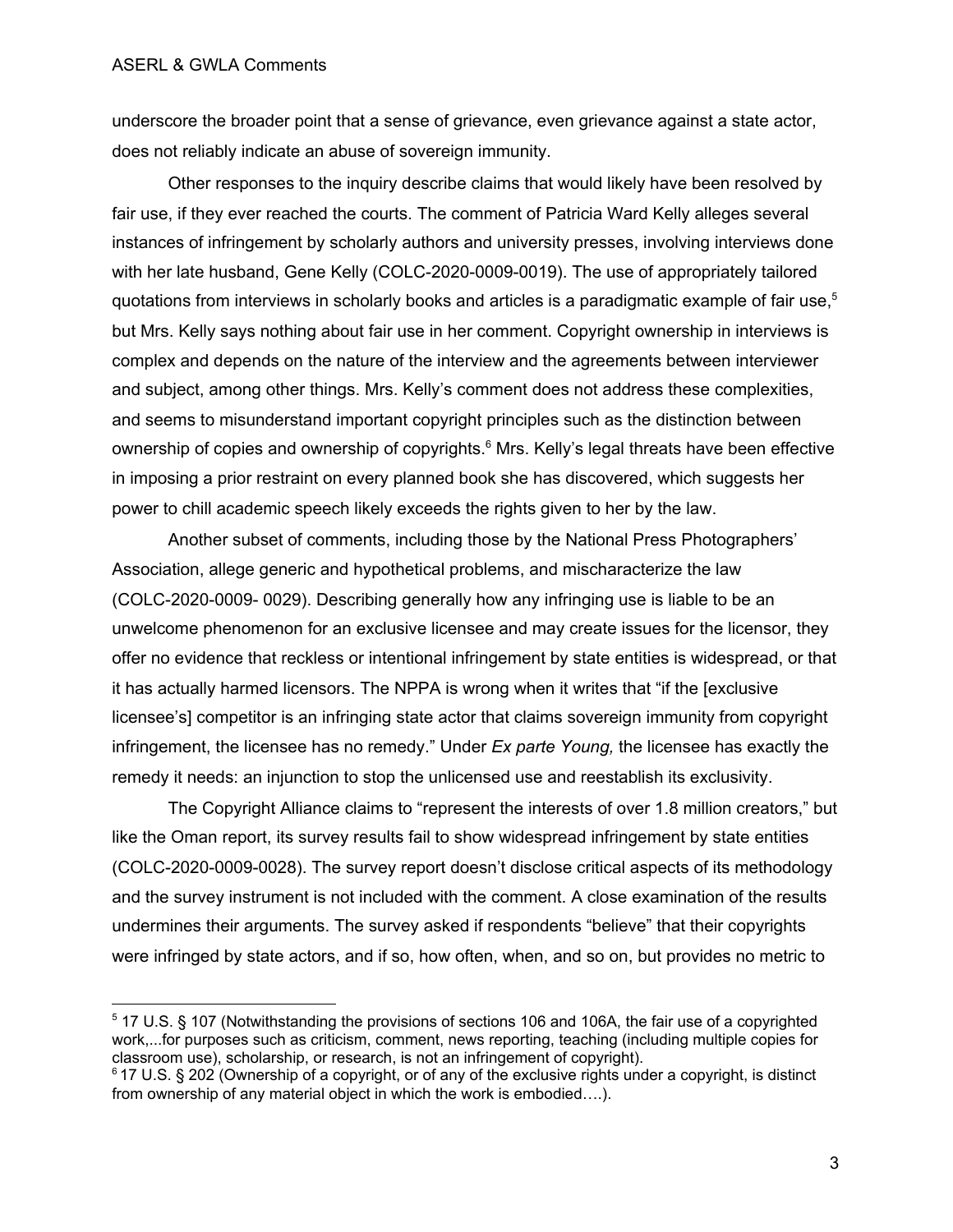underscore the broader point that a sense of grievance, even grievance against a state actor, does not reliably indicate an abuse of sovereign immunity.

Other responses to the inquiry describe claims that would likely have been resolved by fair use, if they ever reached the courts. The comment of Patricia Ward Kelly alleges several instances of infringement by scholarly authors and university presses, involving interviews done with her late husband, Gene Kelly (COLC-2020-0009-0019). The use of appropriately tailored quotations from interviews in scholarly books and articles is a paradigmatic example of fair use,[5] but Mrs. Kelly says nothing about fair use in her comment. Copyright ownership in interviews is complex and depends on the nature of the interview and the agreements between interviewer and subject, among other things. Mrs. Kelly's comment does not address these complexities, and seems to misunderstand important copyright principles such as the distinction between ownership of copies and ownership of copyrights.[6] Mrs. Kelly's legal threats have been effective in imposing a prior restraint on every planned book she has discovered, which suggests her power to chill academic speech likely exceeds the rights given to her by the law.

Another subset of comments, including those by the National Press Photographers' Association, allege generic and hypothetical problems, and mischaracterize the law (COLC-2020-0009- 0029). Describing generally how any infringing use is liable to be an unwelcome phenomenon for an exclusive licensee and may create issues for the licensor, they offer no evidence that reckless or intentional infringement by state entities is widespread, or that it has actually harmed licensors. The NPPA is wrong when it writes that "if the [exclusive licensee's] competitor is an infringing state actor that claims sovereign immunity from copyright infringement, the licensee has no remedy." Under *Ex parte Young,* the licensee has exactly the remedy it needs: an injunction to stop the unlicensed use and reestablish its exclusivity.

The Copyright Alliance claims to "represent the interests of over 1.8 million creators," but like the Oman report, its survey results fail to show widespread infringement by state entities (COLC-2020-0009-0028). The survey report doesn't disclose critical aspects of its methodology and the survey instrument is not included with the comment. A close examination of the results undermines their arguments. The survey asked if respondents "believe" that their copyrights were infringed by state actors, and if so, how often, when, and so on, but provides no metric to

---

[5] 17 U.S. § 107 (Notwithstanding the provisions of sections 106 and 106A, the fair use of a copyrighted work,...for purposes such as criticism, comment, news reporting, teaching (including multiple copies for classroom use), scholarship, or research, is not an infringement of copyright).

[6] 17 U.S. § 202 (Ownership of a copyright, or of any of the exclusive rights under a copyright, is distinct from ownership of any material object in which the work is embodied….).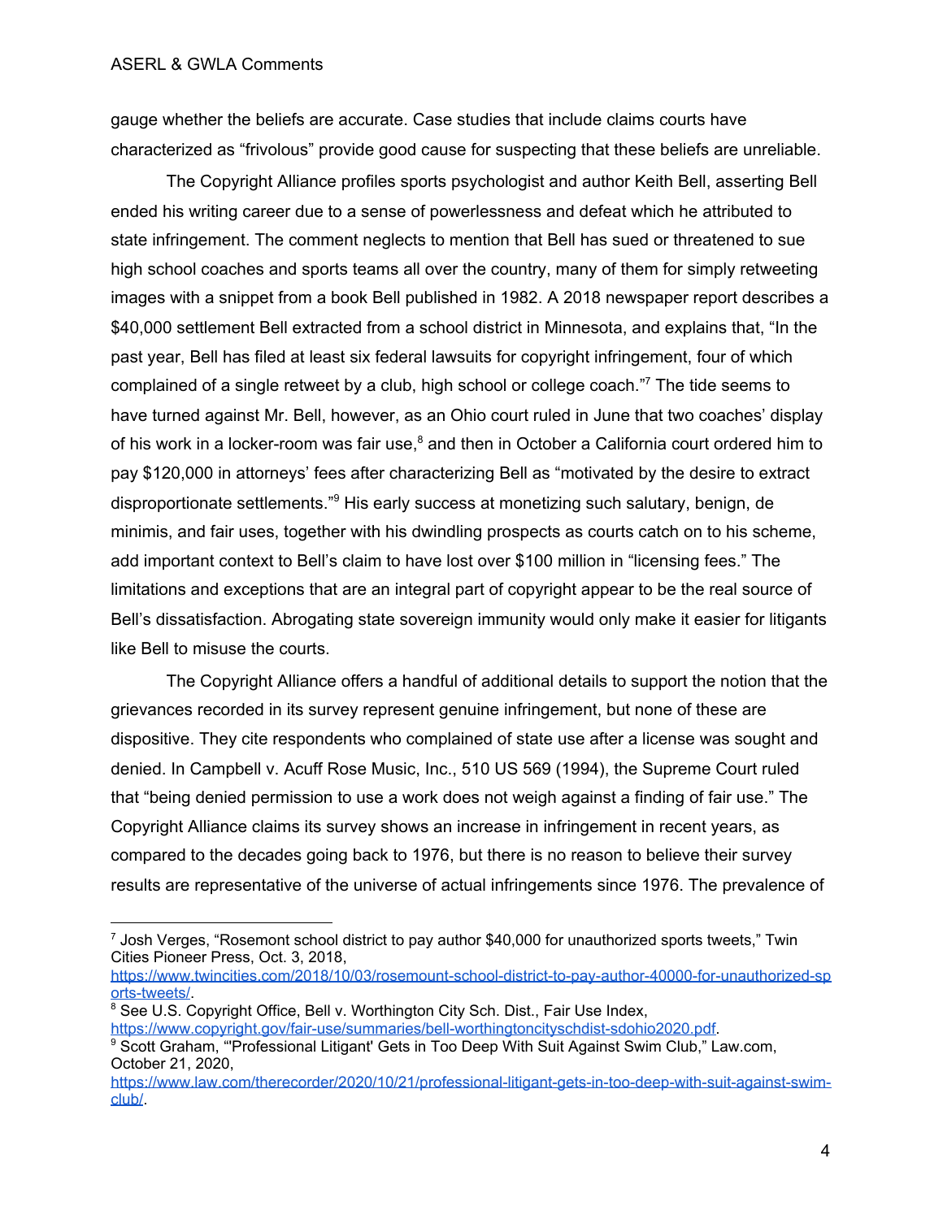gauge whether the beliefs are accurate. Case studies that include claims courts have characterized as "frivolous" provide good cause for suspecting that these beliefs are unreliable.

The Copyright Alliance profiles sports psychologist and author Keith Bell, asserting Bell ended his writing career due to a sense of powerlessness and defeat which he attributed to state infringement. The comment neglects to mention that Bell has sued or threatened to sue high school coaches and sports teams all over the country, many of them for simply retweeting images with a snippet from a book Bell published in 1982. A 2018 newspaper report describes a $40,000 settlement Bell extracted from a school district in Minnesota, and explains that, "In the past year, Bell has filed at least six federal lawsuits for copyright infringement, four of which complained of a single retweet by a club, high school or college coach."[7] The tide seems to have turned against Mr. Bell, however, as an Ohio court ruled in June that two coaches' display of his work in a locker-room was fair use,[8] and then in October a California court ordered him to pay $120,000 in attorneys' fees after characterizing Bell as "motivated by the desire to extract disproportionate settlements."[9] His early success at monetizing such salutary, benign, de minimis, and fair uses, together with his dwindling prospects as courts catch on to his scheme, add important context to Bell's claim to have lost over $100 million in "licensing fees." The limitations and exceptions that are an integral part of copyright appear to be the real source of Bell's dissatisfaction. Abrogating state sovereign immunity would only make it easier for litigants like Bell to misuse the courts.

The Copyright Alliance offers a handful of additional details to support the notion that the grievances recorded in its survey represent genuine infringement, but none of these are dispositive. They cite respondents who complained of state use after a license was sought and denied. In Campbell v. Acuff Rose Music, Inc., 510 US 569 (1994), the Supreme Court ruled that "being denied permission to use a work does not weigh against a finding of fair use." The Copyright Alliance claims its survey shows an increase in infringement in recent years, as compared to the decades going back to 1976, but there is no reason to believe their survey results are representative of the universe of actual infringements since 1976. The prevalence of

---

[7] Josh Verges, "Rosemont school district to pay author $40,000 for unauthorized sports tweets," Twin Cities Pioneer Press, Oct. 3, 2018, https://www.twincities.com/2018/10/03/rosemount-school-district-to-pay-author-40000-for-unauthorized-sports-tweets/.

[8] See U.S. Copyright Office, Bell v. Worthington City Sch. Dist., Fair Use Index, https://www.copyright.gov/fair-use/summaries/bell-worthingtoncityschdist-sdohio2020.pdf.

[9] Scott Graham, "'Professional Litigant' Gets in Too Deep With Suit Against Swim Club," Law.com, October 21, 2020, https://www.law.com/therecorder/2020/10/21/professional-litigant-gets-in-too-deep-with-suit-against-swim-club/.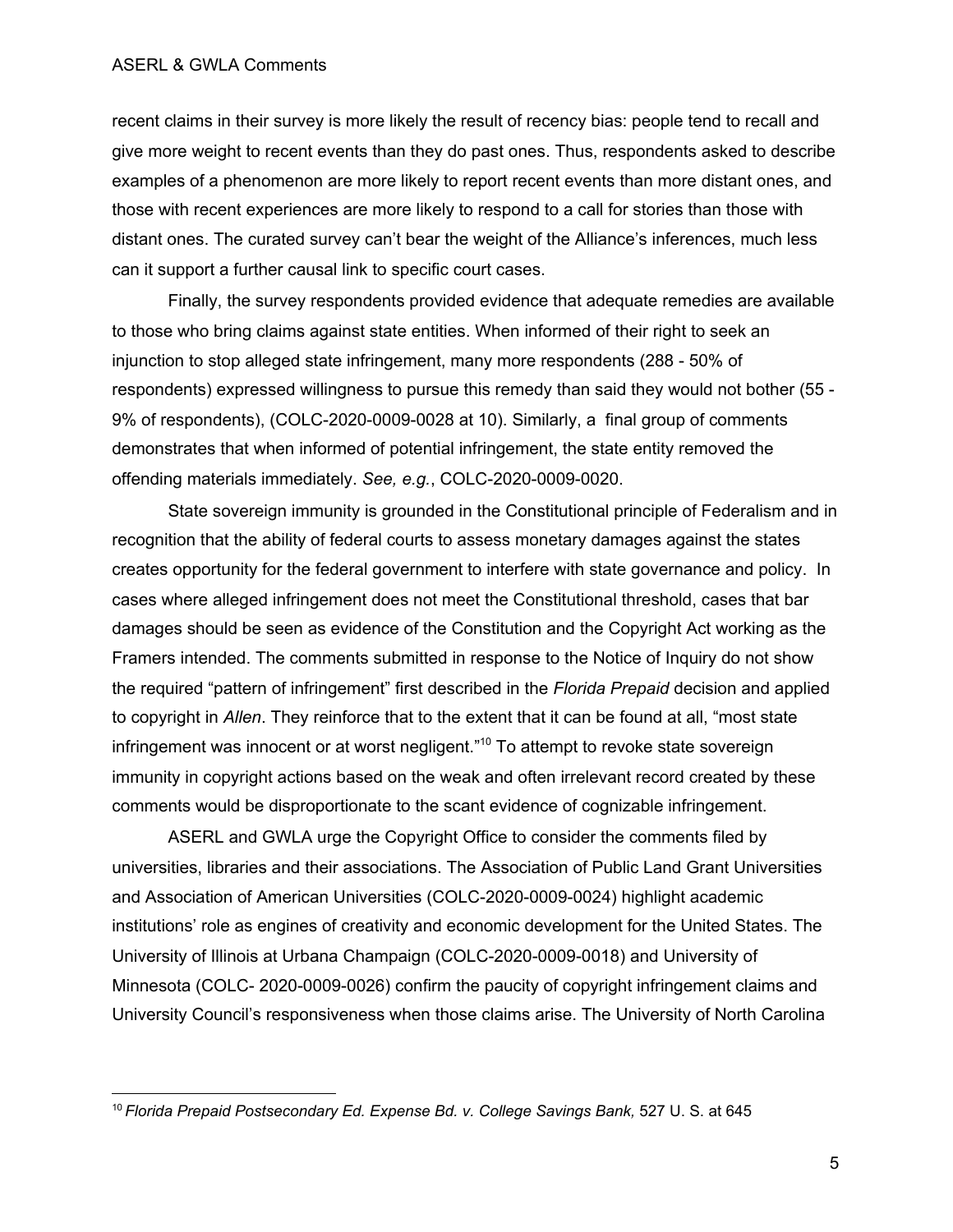recent claims in their survey is more likely the result of recency bias: people tend to recall and give more weight to recent events than they do past ones. Thus, respondents asked to describe examples of a phenomenon are more likely to report recent events than more distant ones, and those with recent experiences are more likely to respond to a call for stories than those with distant ones. The curated survey can't bear the weight of the Alliance's inferences, much less can it support a further causal link to specific court cases.

Finally, the survey respondents provided evidence that adequate remedies are available to those who bring claims against state entities. When informed of their right to seek an injunction to stop alleged state infringement, many more respondents (288 - 50% of respondents) expressed willingness to pursue this remedy than said they would not bother (55 - 9% of respondents), (COLC-2020-0009-0028 at 10). Similarly, a final group of comments demonstrates that when informed of potential infringement, the state entity removed the offending materials immediately. *See, e.g.*, COLC-2020-0009-0020.

State sovereign immunity is grounded in the Constitutional principle of Federalism and in recognition that the ability of federal courts to assess monetary damages against the states creates opportunity for the federal government to interfere with state governance and policy. In cases where alleged infringement does not meet the Constitutional threshold, cases that bar damages should be seen as evidence of the Constitution and the Copyright Act working as the Framers intended. The comments submitted in response to the Notice of Inquiry do not show the required "pattern of infringement" first described in the *Florida Prepaid* decision and applied to copyright in *Allen*. They reinforce that to the extent that it can be found at all, "most state infringement was innocent or at worst negligent."[10] To attempt to revoke state sovereign immunity in copyright actions based on the weak and often irrelevant record created by these comments would be disproportionate to the scant evidence of cognizable infringement.

ASERL and GWLA urge the Copyright Office to consider the comments filed by universities, libraries and their associations. The Association of Public Land Grant Universities and Association of American Universities (COLC-2020-0009-0024) highlight academic institutions' role as engines of creativity and economic development for the United States. The University of Illinois at Urbana Champaign (COLC-2020-0009-0018) and University of Minnesota (COLC- 2020-0009-0026) confirm the paucity of copyright infringement claims and University Council's responsiveness when those claims arise. The University of North Carolina

[10] *Florida Prepaid Postsecondary Ed. Expense Bd. v. College Savings Bank,* 527 U. S. at 645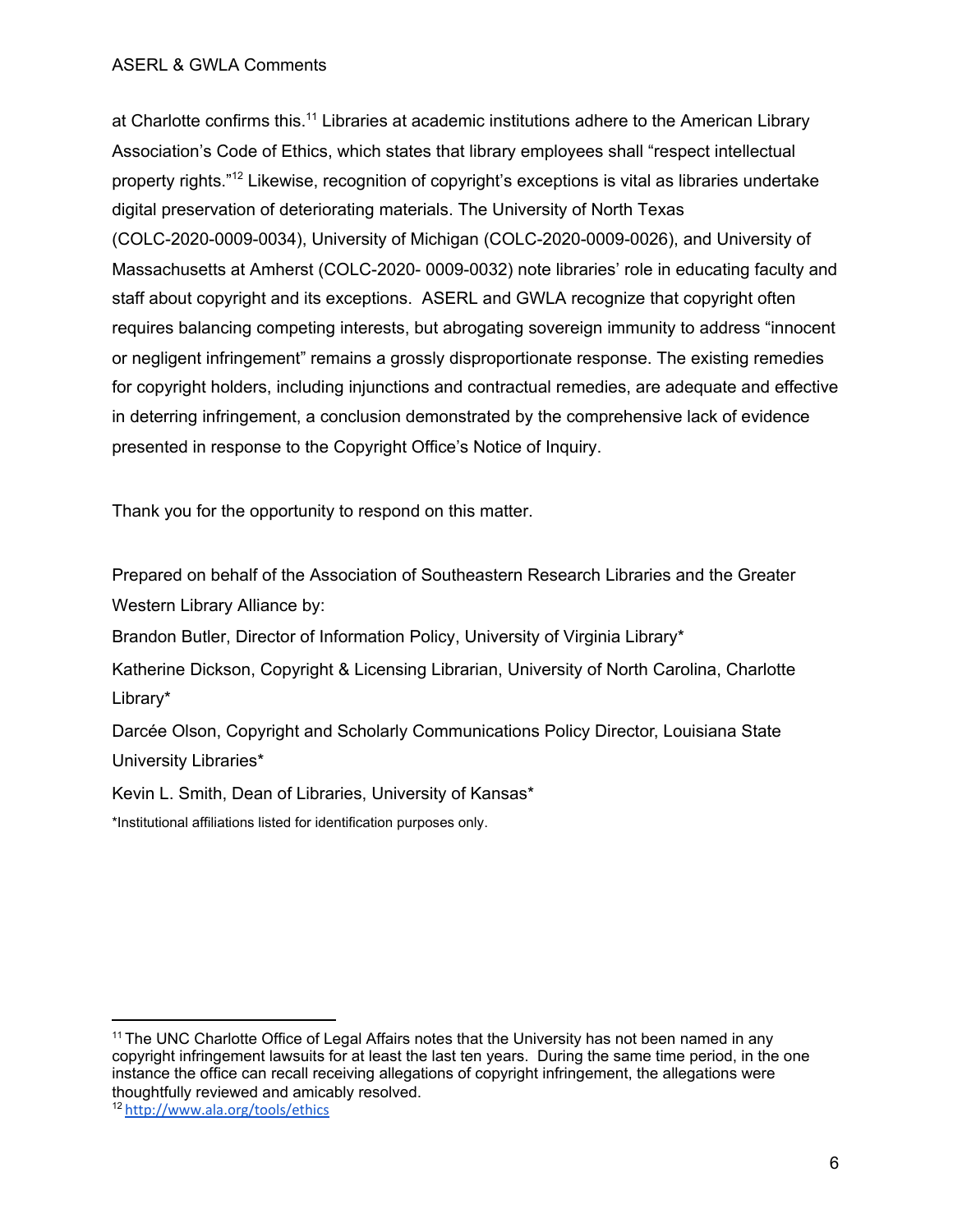at Charlotte confirms this.[11] Libraries at academic institutions adhere to the American Library Association's Code of Ethics, which states that library employees shall "respect intellectual property rights."[12] Likewise, recognition of copyright's exceptions is vital as libraries undertake digital preservation of deteriorating materials. The University of North Texas (COLC-2020-0009-0034), University of Michigan (COLC-2020-0009-0026), and University of Massachusetts at Amherst (COLC-2020- 0009-0032) note libraries' role in educating faculty and staff about copyright and its exceptions. ASERL and GWLA recognize that copyright often requires balancing competing interests, but abrogating sovereign immunity to address "innocent or negligent infringement" remains a grossly disproportionate response. The existing remedies for copyright holders, including injunctions and contractual remedies, are adequate and effective in deterring infringement, a conclusion demonstrated by the comprehensive lack of evidence presented in response to the Copyright Office's Notice of Inquiry.

Thank you for the opportunity to respond on this matter.

Prepared on behalf of the Association of Southeastern Research Libraries and the Greater Western Library Alliance by:

Brandon Butler, Director of Information Policy, University of Virginia Library*

Katherine Dickson, Copyright & Licensing Librarian, University of North Carolina, Charlotte Library*

Darcée Olson, Copyright and Scholarly Communications Policy Director, Louisiana State University Libraries*

Kevin L. Smith, Dean of Libraries, University of Kansas*

*Institutional affiliations listed for identification purposes only.

---

[11] The UNC Charlotte Office of Legal Affairs notes that the University has not been named in any copyright infringement lawsuits for at least the last ten years. During the same time period, in the one instance the office can recall receiving allegations of copyright infringement, the allegations were thoughtfully reviewed and amicably resolved.

[12] http://www.ala.org/tools/ethics